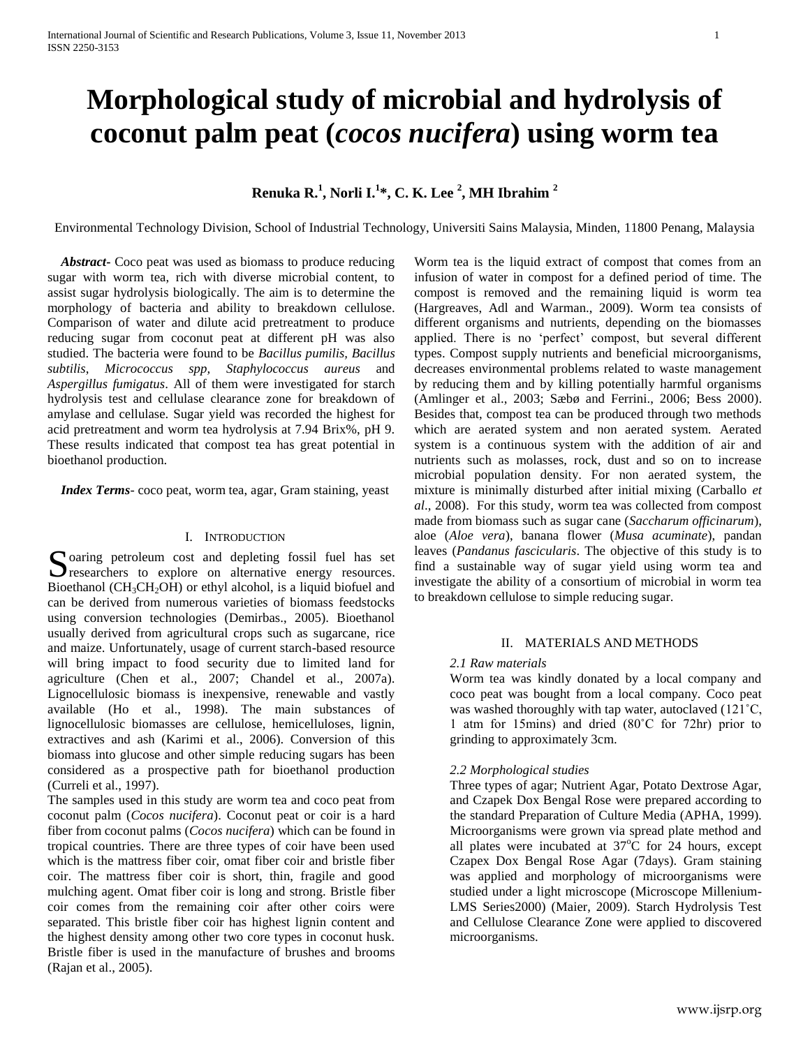# Morphological study of microbial and hydrolysis of coconut palm peat (*cocos nucifera*) using worm tea

**Renuka R.[1], Norli I.[1]*, C. K. Lee [2], MH Ibrahim [2]**

Environmental Technology Division, School of Industrial Technology, Universiti Sains Malaysia, Minden, 11800 Penang, Malaysia

***Abstract-*** Coco peat was used as biomass to produce reducing sugar with worm tea, rich with diverse microbial content, to assist sugar hydrolysis biologically. The aim is to determine the morphology of bacteria and ability to breakdown cellulose. Comparison of water and dilute acid pretreatment to produce reducing sugar from coconut peat at different pH was also studied. The bacteria were found to be *Bacillus pumilis, Bacillus subtilis, Micrococcus spp, Staphylococcus aureus* and *Aspergillus fumigatus*. All of them were investigated for starch hydrolysis test and cellulase clearance zone for breakdown of amylase and cellulase. Sugar yield was recorded the highest for acid pretreatment and worm tea hydrolysis at 7.94 Brix%, pH 9. These results indicated that compost tea has great potential in bioethanol production.

***Index Terms-*** coco peat, worm tea, agar, Gram staining, yeast

## I. Introduction

Soaring petroleum cost and depleting fossil fuel has set researchers to explore on alternative energy resources. Bioethanol ($CH_3CH_2OH$) or ethyl alcohol, is a liquid biofuel and can be derived from numerous varieties of biomass feedstocks using conversion technologies (Demirbas., 2005). Bioethanol usually derived from agricultural crops such as sugarcane, rice and maize. Unfortunately, usage of current starch-based resource will bring impact to food security due to limited land for agriculture (Chen et al., 2007; Chandel et al., 2007a). Lignocellulosic biomass is inexpensive, renewable and vastly available (Ho et al., 1998). The main substances of lignocellulosic biomasses are cellulose, hemicelluloses, lignin, extractives and ash (Karimi et al., 2006). Conversion of this biomass into glucose and other simple reducing sugars has been considered as a prospective path for bioethanol production (Curreli et al., 1997).

The samples used in this study are worm tea and coco peat from coconut palm (*Cocos nucifera*). Coconut peat or coir is a hard fiber from coconut palms (*Cocos nucifera*) which can be found in tropical countries. There are three types of coir have been used which is the mattress fiber coir, omat fiber coir and bristle fiber coir. The mattress fiber coir is short, thin, fragile and good mulching agent. Omat fiber coir is long and strong. Bristle fiber coir comes from the remaining coir after other coirs were separated. This bristle fiber coir has highest lignin content and the highest density among other two core types in coconut husk. Bristle fiber is used in the manufacture of brushes and brooms (Rajan et al., 2005).

Worm tea is the liquid extract of compost that comes from an infusion of water in compost for a defined period of time. The compost is removed and the remaining liquid is worm tea (Hargreaves, Adl and Warman., 2009). Worm tea consists of different organisms and nutrients, depending on the biomasses applied. There is no 'perfect' compost, but several different types. Compost supply nutrients and beneficial microorganisms, decreases environmental problems related to waste management by reducing them and by killing potentially harmful organisms (Amlinger et al., 2003; Sæbø and Ferrini., 2006; Bess 2000). Besides that, compost tea can be produced through two methods which are aerated system and non aerated system. Aerated system is a continuous system with the addition of air and nutrients such as molasses, rock, dust and so on to increase microbial population density. For non aerated system, the mixture is minimally disturbed after initial mixing (Carballo *et al*., 2008). For this study, worm tea was collected from compost made from biomass such as sugar cane (*Saccharum officinarum*), aloe (*Aloe vera*), banana flower (*Musa acuminate*), pandan leaves (*Pandanus fascicularis*. The objective of this study is to find a sustainable way of sugar yield using worm tea and investigate the ability of a consortium of microbial in worm tea to breakdown cellulose to simple reducing sugar.

## II. Materials and Methods

### *2.1 Raw materials*

Worm tea was kindly donated by a local company and coco peat was bought from a local company. Coco peat was washed thoroughly with tap water, autoclaved (121˚C, 1 atm for 15mins) and dried (80˚C for 72hr) prior to grinding to approximately 3cm.

### *2.2 Morphological studies*

Three types of agar; Nutrient Agar, Potato Dextrose Agar, and Czapek Dox Bengal Rose were prepared according to the standard Preparation of Culture Media (APHA, 1999). Microorganisms were grown via spread plate method and all plates were incubated at $37^oC$ for 24 hours, except Czapex Dox Bengal Rose Agar (7days). Gram staining was applied and morphology of microorganisms were studied under a light microscope (Microscope Millenium-LMS Series2000) (Maier, 2009). Starch Hydrolysis Test and Cellulose Clearance Zone were applied to discovered microorganisms.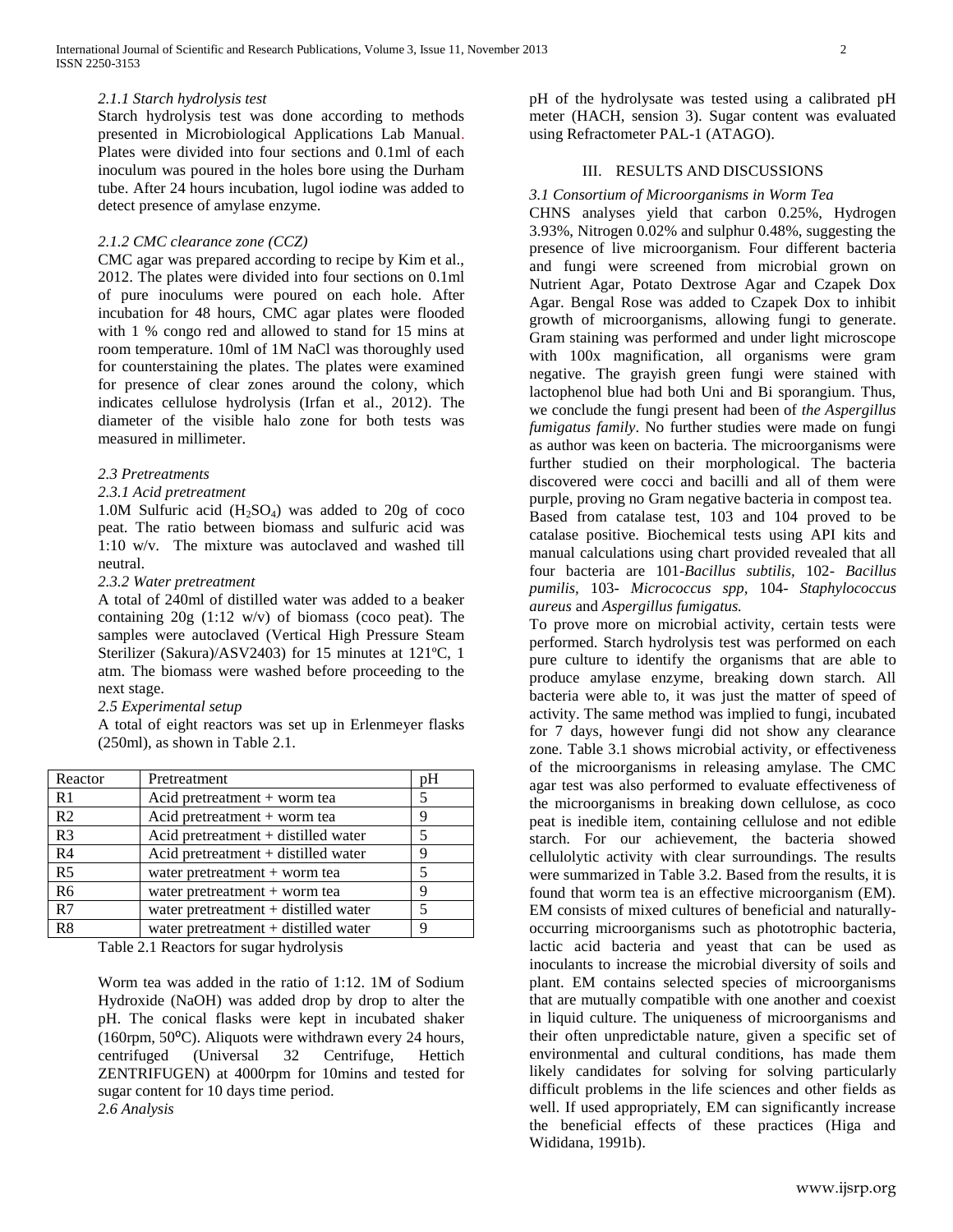*2.1.1 Starch hydrolysis test*

Starch hydrolysis test was done according to methods presented in Microbiological Applications Lab Manual. Plates were divided into four sections and 0.1ml of each inoculum was poured in the holes bore using the Durham tube. After 24 hours incubation, lugol iodine was added to detect presence of amylase enzyme.

*2.1.2 CMC clearance zone (CCZ)*

CMC agar was prepared according to recipe by Kim et al., 2012. The plates were divided into four sections on 0.1ml of pure inoculums were poured on each hole. After incubation for 48 hours, CMC agar plates were flooded with 1 % congo red and allowed to stand for 15 mins at room temperature. 10ml of 1M NaCl was thoroughly used for counterstaining the plates. The plates were examined for presence of clear zones around the colony, which indicates cellulose hydrolysis (Irfan et al., 2012). The diameter of the visible halo zone for both tests was measured in millimeter.

*2.3 Pretreatments*

*2.3.1 Acid pretreatment*

1.0M Sulfuric acid ($H_2SO_4$) was added to 20g of coco peat. The ratio between biomass and sulfuric acid was 1:10 w/v. The mixture was autoclaved and washed till neutral.

*2.3.2 Water pretreatment*

A total of 240ml of distilled water was added to a beaker containing 20g (1:12 w/v) of biomass (coco peat). The samples were autoclaved (Vertical High Pressure Steam Sterilizer (Sakura)/ASV2403) for 15 minutes at 121ºC, 1 atm. The biomass were washed before proceeding to the next stage.

*2.5 Experimental setup*

A total of eight reactors was set up in Erlenmeyer flasks (250ml), as shown in Table 2.1.

| Reactor | Pretreatment | pH |
|---|---|---|
| R1 | Acid pretreatment + worm tea | 5 |
| R2 | Acid pretreatment + worm tea | 9 |
| R3 | Acid pretreatment + distilled water | 5 |
| R4 | Acid pretreatment + distilled water | 9 |
| R5 | water pretreatment + worm tea | 5 |
| R6 | water pretreatment + worm tea | 9 |
| R7 | water pretreatment + distilled water | 5 |
| R8 | water pretreatment + distilled water | 9 |

Table 2.1 Reactors for sugar hydrolysis

Worm tea was added in the ratio of 1:12. 1M of Sodium Hydroxide (NaOH) was added drop by drop to alter the pH. The conical flasks were kept in incubated shaker (160rpm, 50⁰C). Aliquots were withdrawn every 24 hours, centrifuged (Universal 32 Centrifuge, Hettich ZENTRIFUGEN) at 4000rpm for 10mins and tested for sugar content for 10 days time period.

*2.6 Analysis*

pH of the hydrolysate was tested using a calibrated pH meter (HACH, sension 3). Sugar content was evaluated using Refractometer PAL-1 (ATAGO).

## III. RESULTS AND DISCUSSIONS

*3.1 Consortium of Microorganisms in Worm Tea*

CHNS analyses yield that carbon 0.25%, Hydrogen 3.93%, Nitrogen 0.02% and sulphur 0.48%, suggesting the presence of live microorganism. Four different bacteria and fungi were screened from microbial grown on Nutrient Agar, Potato Dextrose Agar and Czapek Dox Agar. Bengal Rose was added to Czapek Dox to inhibit growth of microorganisms, allowing fungi to generate. Gram staining was performed and under light microscope with 100x magnification, all organisms were gram negative. The grayish green fungi were stained with lactophenol blue had both Uni and Bi sporangium. Thus, we conclude the fungi present had been of *the Aspergillus fumigatus family*. No further studies were made on fungi as author was keen on bacteria. The microorganisms were further studied on their morphological. The bacteria discovered were cocci and bacilli and all of them were purple, proving no Gram negative bacteria in compost tea.

Based from catalase test, 103 and 104 proved to be catalase positive. Biochemical tests using API kits and manual calculations using chart provided revealed that all four bacteria are 101-*Bacillus subtilis*, 102- *Bacillus pumilis*, 103- *Micrococcus spp*, 104- *Staphylococcus aureus* and *Aspergillus fumigatus.*

To prove more on microbial activity, certain tests were performed. Starch hydrolysis test was performed on each pure culture to identify the organisms that are able to produce amylase enzyme, breaking down starch. All bacteria were able to, it was just the matter of speed of activity. The same method was implied to fungi, incubated for 7 days, however fungi did not show any clearance zone. Table 3.1 shows microbial activity, or effectiveness of the microorganisms in releasing amylase. The CMC agar test was also performed to evaluate effectiveness of the microorganisms in breaking down cellulose, as coco peat is inedible item, containing cellulose and not edible starch. For our achievement, the bacteria showed cellulolytic activity with clear surroundings. The results were summarized in Table 3.2. Based from the results, it is found that worm tea is an effective microorganism (EM). EM consists of mixed cultures of beneficial and naturally-occurring microorganisms such as phototrophic bacteria, lactic acid bacteria and yeast that can be used as inoculants to increase the microbial diversity of soils and plant. EM contains selected species of microorganisms that are mutually compatible with one another and coexist in liquid culture. The uniqueness of microorganisms and their often unpredictable nature, given a specific set of environmental and cultural conditions, has made them likely candidates for solving for solving particularly difficult problems in the life sciences and other fields as well. If used appropriately, EM can significantly increase the beneficial effects of these practices (Higa and Wididana, 1991b).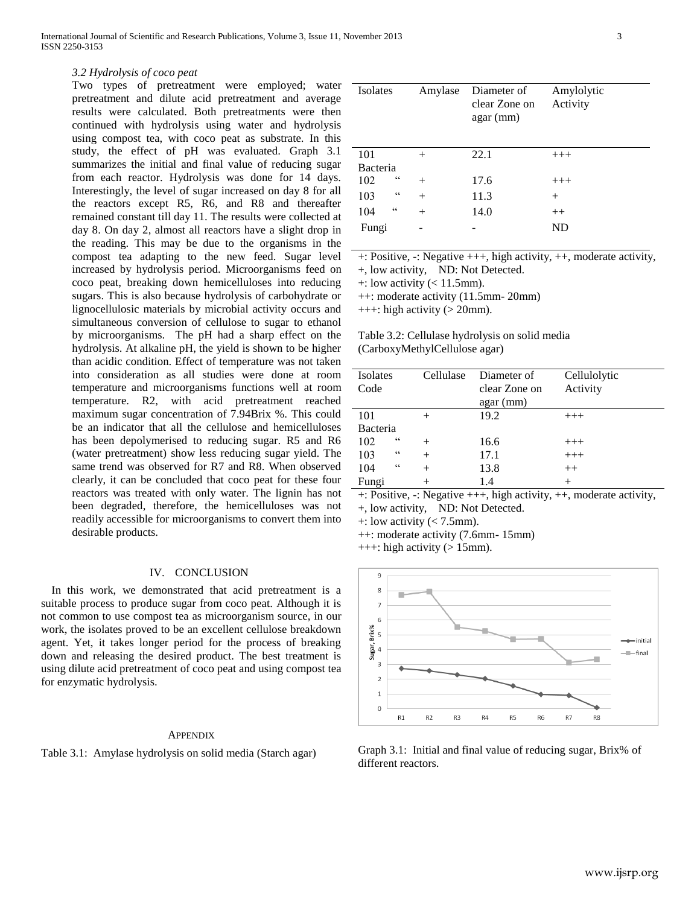### 3.2 Hydrolysis of coco peat

Two types of pretreatment were employed; water pretreatment and dilute acid pretreatment and average results were calculated. Both pretreatments were then continued with hydrolysis using water and hydrolysis using compost tea, with coco peat as substrate. In this study, the effect of pH was evaluated. Graph 3.1 summarizes the initial and final value of reducing sugar from each reactor. Hydrolysis was done for 14 days. Interestingly, the level of sugar increased on day 8 for all the reactors except R5, R6, and R8 and thereafter remained constant till day 11. The results were collected at day 8. On day 2, almost all reactors have a slight drop in the reading. This may be due to the organisms in the compost tea adapting to the new feed. Sugar level increased by hydrolysis period. Microorganisms feed on coco peat, breaking down hemicelluloses into reducing sugars. This is also because hydrolysis of carbohydrate or lignocellulosic materials by microbial activity occurs and simultaneous conversion of cellulose to sugar to ethanol by microorganisms. The pH had a sharp effect on the hydrolysis. At alkaline pH, the yield is shown to be higher than acidic condition. Effect of temperature was not taken into consideration as all studies were done at room temperature and microorganisms functions well at room temperature. R2, with acid pretreatment reached maximum sugar concentration of 7.94Brix %. This could be an indicator that all the cellulose and hemicelluloses has been depolymerised to reducing sugar. R5 and R6 (water pretreatment) show less reducing sugar yield. The same trend was observed for R7 and R8. When observed clearly, it can be concluded that coco peat for these four reactors was treated with only water. The lignin has not been degraded, therefore, the hemicelluloses was not readily accessible for microorganisms to convert them into desirable products.

## IV. Conclusion

In this work, we demonstrated that acid pretreatment is a suitable process to produce sugar from coco peat. Although it is not common to use compost tea as microorganism source, in our work, the isolates proved to be an excellent cellulose breakdown agent. Yet, it takes longer period for the process of breaking down and releasing the desired product. The best treatment is using dilute acid pretreatment of coco peat and using compost tea for enzymatic hydrolysis.

## Appendix

Table 3.1: Amylase hydrolysis on solid media (Starch agar)

| Isolates | Amylase | Diameter of clear Zone on agar (mm) | Amylolytic Activity |
|---|---|---|---|
| 101 Bacteria | + | 22.1 | +++ |
| 102 " | + | 17.6 | +++ |
| 103 " | + | 11.3 | + |
| 104 " | + | 14.0 | ++ |
| Fungi | - | - | ND |

+: Positive, -: Negative +++, high activity, ++, moderate activity, +, low activity, ND: Not Detected.
+: low activity (< 11.5mm).
++: moderate activity (11.5mm- 20mm)
+++: high activity (> 20mm).

Table 3.2: Cellulase hydrolysis on solid media (CarboxyMethylCellulose agar)

| Isolates Code | Cellulase | Diameter of clear Zone on agar (mm) | Cellulolytic Activity |
|---|---|---|---|
| 101 Bacteria | + | 19.2 | +++ |
| 102 " | + | 16.6 | +++ |
| 103 " | + | 17.1 | +++ |
| 104 " | + | 13.8 | ++ |
| Fungi | + | 1.4 | + |

+: Positive, -: Negative +++, high activity, ++, moderate activity, +, low activity, ND: Not Detected.
+: low activity (< 7.5mm).
++: moderate activity (7.6mm- 15mm)
+++: high activity (> 15mm).

Sugar, Brix%
0
1
2
3
4
5
6
7
8
9
R1 R2 R3 R4 R5 R6 R7 R8
initial
final

Graph 3.1: Initial and final value of reducing sugar, Brix% of different reactors.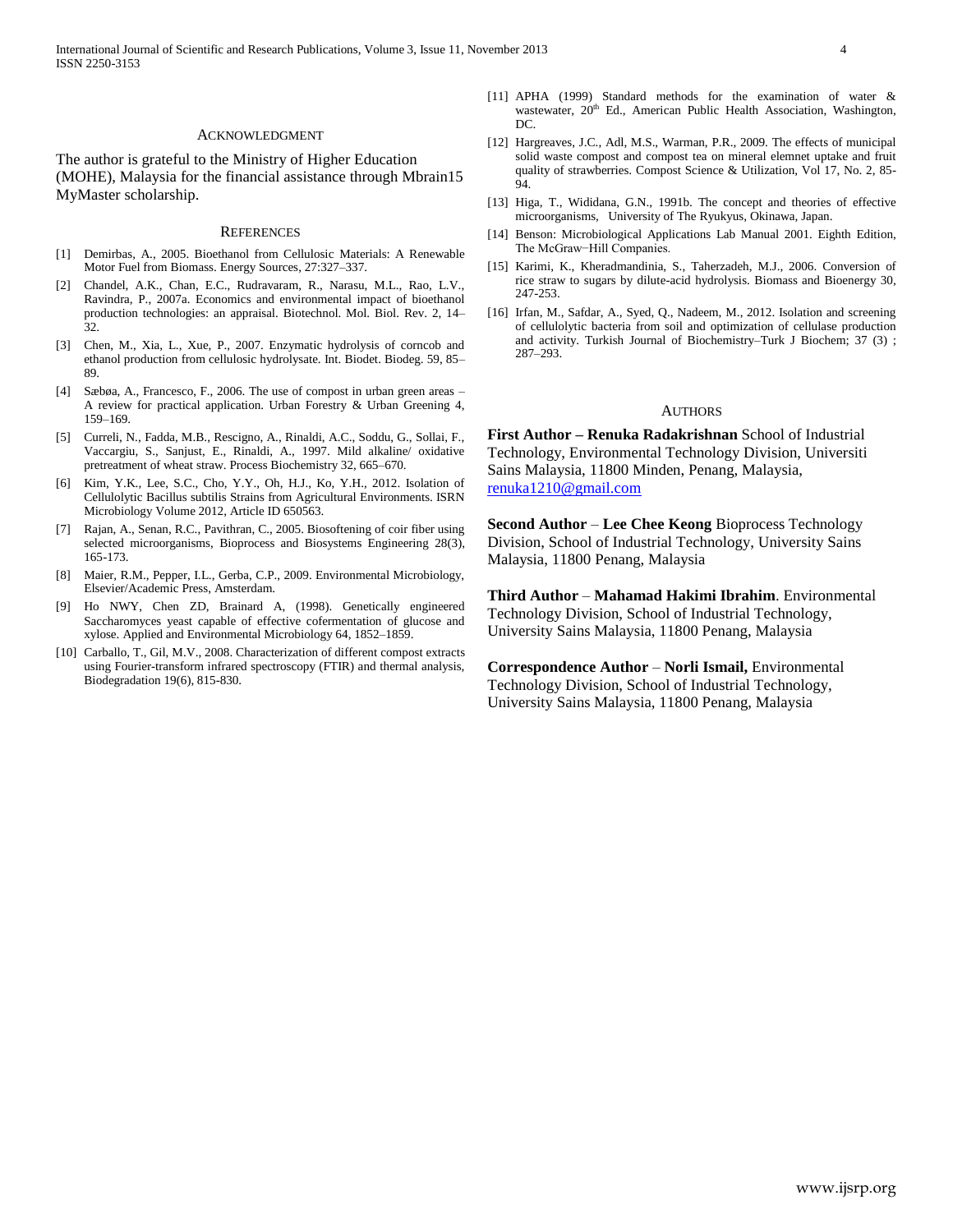## ACKNOWLEDGMENT

The author is grateful to the Ministry of Higher Education (MOHE), Malaysia for the financial assistance through Mbrain15 MyMaster scholarship.

## REFERENCES

[1] Demirbas, A., 2005. Bioethanol from Cellulosic Materials: A Renewable Motor Fuel from Biomass. Energy Sources, 27:327–337.

[2] Chandel, A.K., Chan, E.C., Rudravaram, R., Narasu, M.L., Rao, L.V., Ravindra, P., 2007a. Economics and environmental impact of bioethanol production technologies: an appraisal. Biotechnol. Mol. Biol. Rev. 2, 14–32.

[3] Chen, M., Xia, L., Xue, P., 2007. Enzymatic hydrolysis of corncob and ethanol production from cellulosic hydrolysate. Int. Biodet. Biodeg. 59, 85–89.

[4] Sæbøa, A., Francesco, F., 2006. The use of compost in urban green areas – A review for practical application. Urban Forestry & Urban Greening 4, 159–169.

[5] Curreli, N., Fadda, M.B., Rescigno, A., Rinaldi, A.C., Soddu, G., Sollai, F., Vaccargiu, S., Sanjust, E., Rinaldi, A., 1997. Mild alkaline/ oxidative pretreatment of wheat straw. Process Biochemistry 32, 665–670.

[6] Kim, Y.K., Lee, S.C., Cho, Y.Y., Oh, H.J., Ko, Y.H., 2012. Isolation of Cellulolytic Bacillus subtilis Strains from Agricultural Environments. ISRN Microbiology Volume 2012, Article ID 650563.

[7] Rajan, A., Senan, R.C., Pavithran, C., 2005. Biosoftening of coir fiber using selected microorganisms, Bioprocess and Biosystems Engineering 28(3), 165-173.

[8] Maier, R.M., Pepper, I.L., Gerba, C.P., 2009. Environmental Microbiology, Elsevier/Academic Press, Amsterdam.

[9] Ho NWY, Chen ZD, Brainard A, (1998). Genetically engineered Saccharomyces yeast capable of effective cofermentation of glucose and xylose. Applied and Environmental Microbiology 64, 1852–1859.

[10] Carballo, T., Gil, M.V., 2008. Characterization of different compost extracts using Fourier-transform infrared spectroscopy (FTIR) and thermal analysis, Biodegradation 19(6), 815-830.

[11] APHA (1999) Standard methods for the examination of water & wastewater, 20th Ed., American Public Health Association, Washington, DC.

[12] Hargreaves, J.C., Adl, M.S., Warman, P.R., 2009. The effects of municipal solid waste compost and compost tea on mineral elemnet uptake and fruit quality of strawberries. Compost Science & Utilization, Vol 17, No. 2, 85-94.

[13] Higa, T., Wididana, G.N., 1991b. The concept and theories of effective microorganisms, University of The Ryukyus, Okinawa, Japan.

[14] Benson: Microbiological Applications Lab Manual 2001. Eighth Edition, The McGraw−Hill Companies.

[15] Karimi, K., Kheradmandinia, S., Taherzadeh, M.J., 2006. Conversion of rice straw to sugars by dilute-acid hydrolysis. Biomass and Bioenergy 30, 247-253.

[16] Irfan, M., Safdar, A., Syed, Q., Nadeem, M., 2012. Isolation and screening of cellulolytic bacteria from soil and optimization of cellulase production and activity. Turkish Journal of Biochemistry–Turk J Biochem; 37 (3) ; 287–293.

## AUTHORS

**First Author – Renuka Radakrishnan** School of Industrial Technology, Environmental Technology Division, Universiti Sains Malaysia, 11800 Minden, Penang, Malaysia, renuka1210@gmail.com

**Second Author** – **Lee Chee Keong** Bioprocess Technology Division, School of Industrial Technology, University Sains Malaysia, 11800 Penang, Malaysia

**Third Author** – **Mahamad Hakimi Ibrahim**. Environmental Technology Division, School of Industrial Technology, University Sains Malaysia, 11800 Penang, Malaysia

**Correspondence Author** – **Norli Ismail,** Environmental Technology Division, School of Industrial Technology, University Sains Malaysia, 11800 Penang, Malaysia